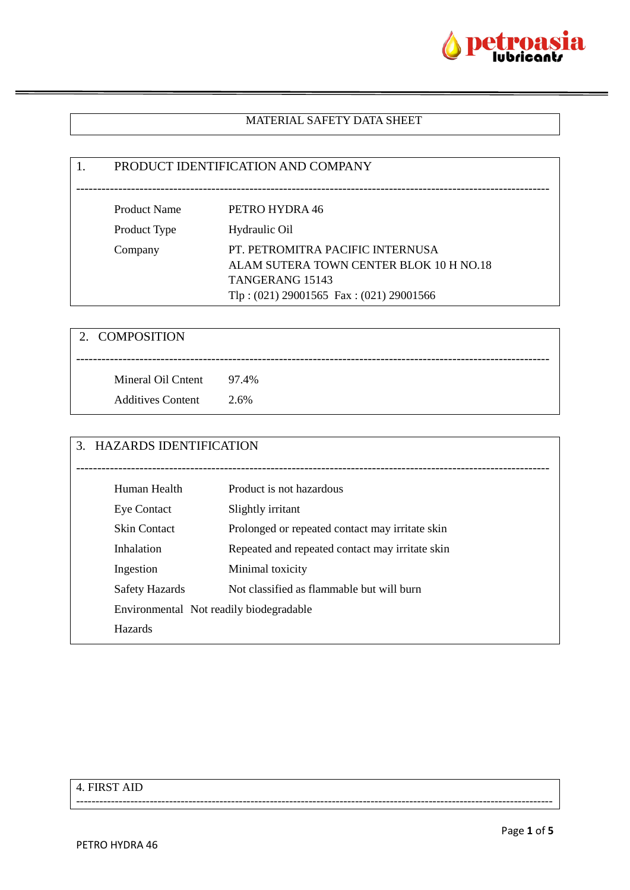# MATERIAL SAFETY DATA SHEET

## 1. PRODUCT IDENTIFICATION AND COMPANY

| | |
|---|---|
| Product Name | PETRO HYDRA 46 |
| Product Type | Hydraulic Oil |
| Company | PT. PETROMITRA PACIFIC INTERNUSA<br>ALAM SUTERA TOWN CENTER BLOK 10 H NO.18<br>TANGERANG 15143<br>Tlp : (021) 29001565 Fax : (021) 29001566 |

## 2. COMPOSITION

| | |
|---|---|
| Mineral Oil Cntent | 97.4% |
| Additives Content | 2.6% |

## 3. HAZARDS IDENTIFICATION

| | |
|---|---|
| Human Health | Product is not hazardous |
| Eye Contact | Slightly irritant |
| Skin Contact | Prolonged or repeated contact may irritate skin |
| Inhalation | Repeated and repeated contact may irritate skin |
| Ingestion | Minimal toxicity |
| Safety Hazards | Not classified as flammable but will burn |
| Environmental Hazards | Not readily biodegradable |

## 4. FIRST AID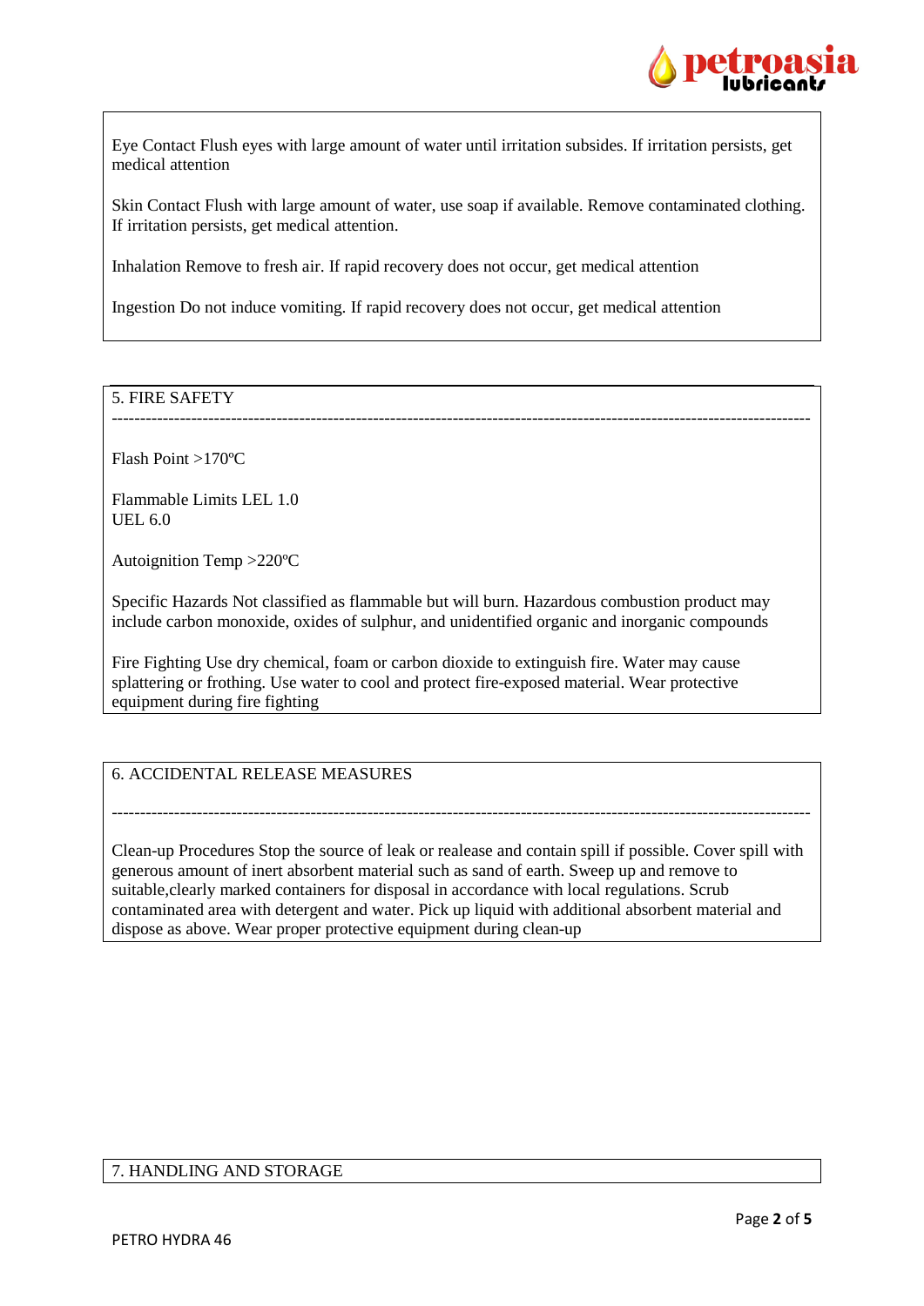Eye Contact Flush eyes with large amount of water until irritation subsides. If irritation persists, get medical attention

Skin Contact Flush with large amount of water, use soap if available. Remove contaminated clothing. If irritation persists, get medical attention.

Inhalation Remove to fresh air. If rapid recovery does not occur, get medical attention

Ingestion Do not induce vomiting. If rapid recovery does not occur, get medical attention

## 5. FIRE SAFETY

---

Flash Point >170ºC

Flammable Limits LEL 1.0
UEL 6.0

Autoignition Temp >220ºC

Specific Hazards Not classified as flammable but will burn. Hazardous combustion product may include carbon monoxide, oxides of sulphur, and unidentified organic and inorganic compounds

Fire Fighting Use dry chemical, foam or carbon dioxide to extinguish fire. Water may cause splattering or frothing. Use water to cool and protect fire-exposed material. Wear protective equipment during fire fighting

## 6. ACCIDENTAL RELEASE MEASURES

---

Clean-up Procedures Stop the source of leak or realease and contain spill if possible. Cover spill with generous amount of inert absorbent material such as sand of earth. Sweep up and remove to suitable,clearly marked containers for disposal in accordance with local regulations. Scrub contaminated area with detergent and water. Pick up liquid with additional absorbent material and dispose as above. Wear proper protective equipment during clean-up

## 7. HANDLING AND STORAGE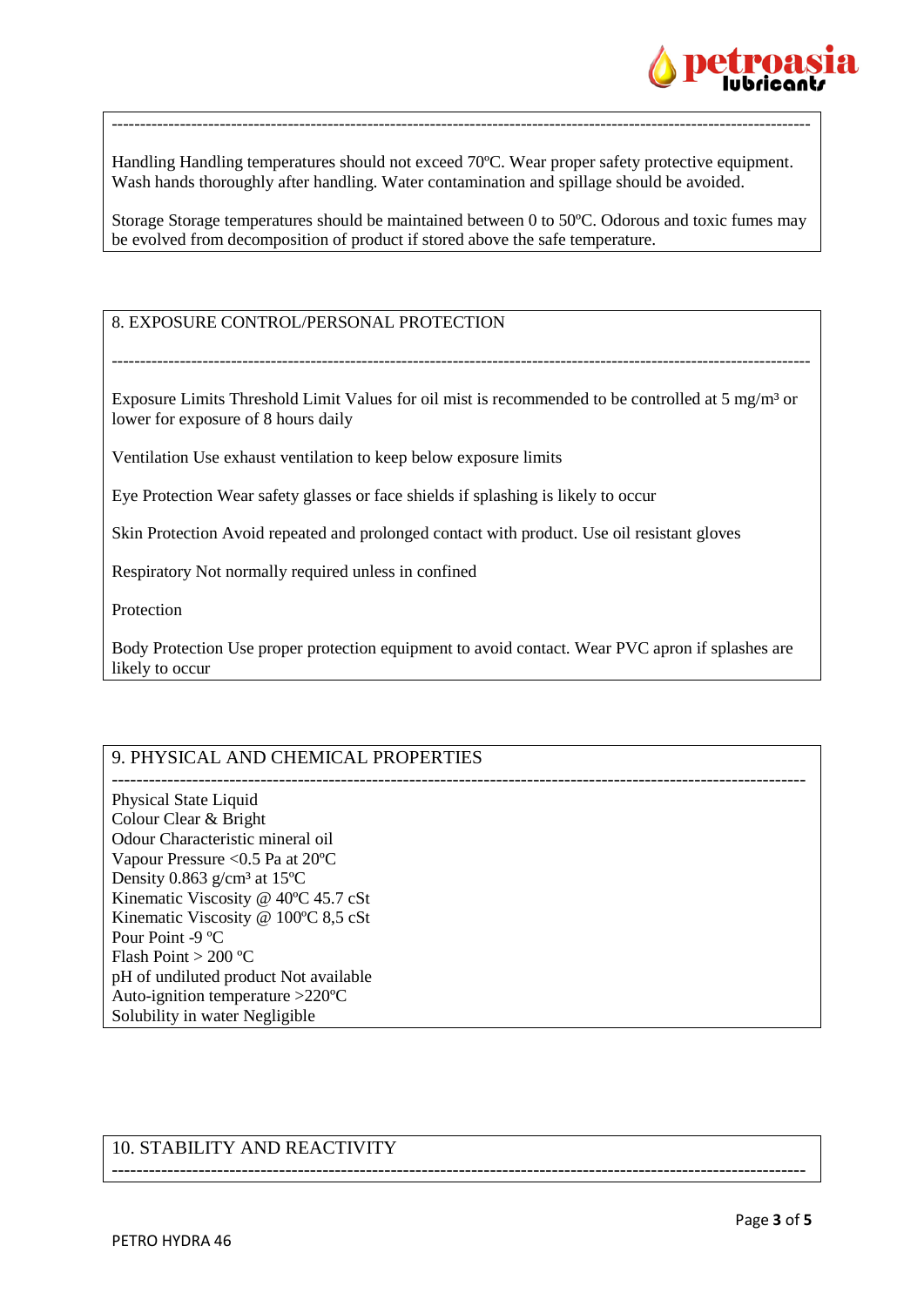---

Handling Handling temperatures should not exceed 70ºC. Wear proper safety protective equipment. Wash hands thoroughly after handling. Water contamination and spillage should be avoided.

Storage Storage temperatures should be maintained between 0 to 50ºC. Odorous and toxic fumes may be evolved from decomposition of product if stored above the safe temperature.

## 8. EXPOSURE CONTROL/PERSONAL PROTECTION

---

Exposure Limits Threshold Limit Values for oil mist is recommended to be controlled at 5 mg/m³ or lower for exposure of 8 hours daily

Ventilation Use exhaust ventilation to keep below exposure limits

Eye Protection Wear safety glasses or face shields if splashing is likely to occur

Skin Protection Avoid repeated and prolonged contact with product. Use oil resistant gloves

Respiratory Not normally required unless in confined

Protection

Body Protection Use proper protection equipment to avoid contact. Wear PVC apron if splashes are likely to occur

## 9. PHYSICAL AND CHEMICAL PROPERTIES

---

Physical State Liquid
Colour Clear & Bright
Odour Characteristic mineral oil
Vapour Pressure <0.5 Pa at 20ºC
Density 0.863 g/cm³ at 15ºC
Kinematic Viscosity @ 40ºC 45.7 cSt
Kinematic Viscosity @ 100ºC 8,5 cSt
Pour Point -9 ºC
Flash Point > 200 ºC
pH of undiluted product Not available
Auto-ignition temperature >220ºC
Solubility in water Negligible

## 10. STABILITY AND REACTIVITY

---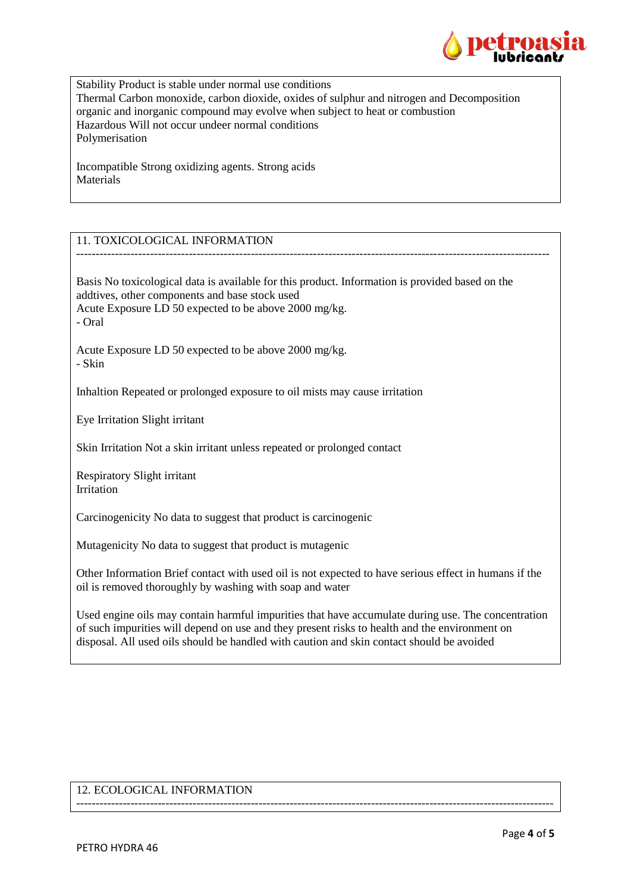Stability Product is stable under normal use conditions
Thermal Carbon monoxide, carbon dioxide, oxides of sulphur and nitrogen and Decomposition organic and inorganic compound may evolve when subject to heat or combustion
Hazardous Will not occur undeer normal conditions
Polymerisation

Incompatible Strong oxidizing agents. Strong acids
Materials

## 11. TOXICOLOGICAL INFORMATION

Basis No toxicological data is available for this product. Information is provided based on the addtives, other components and base stock used
Acute Exposure LD 50 expected to be above 2000 mg/kg.
- Oral

Acute Exposure LD 50 expected to be above 2000 mg/kg.
- Skin

Inhaltion Repeated or prolonged exposure to oil mists may cause irritation

Eye Irritation Slight irritant

Skin Irritation Not a skin irritant unless repeated or prolonged contact

Respiratory Slight irritant
Irritation

Carcinogenicity No data to suggest that product is carcinogenic

Mutagenicity No data to suggest that product is mutagenic

Other Information Brief contact with used oil is not expected to have serious effect in humans if the oil is removed thoroughly by washing with soap and water

Used engine oils may contain harmful impurities that have accumulate during use. The concentration of such impurities will depend on use and they present risks to health and the environment on disposal. All used oils should be handled with caution and skin contact should be avoided

## 12. ECOLOGICAL INFORMATION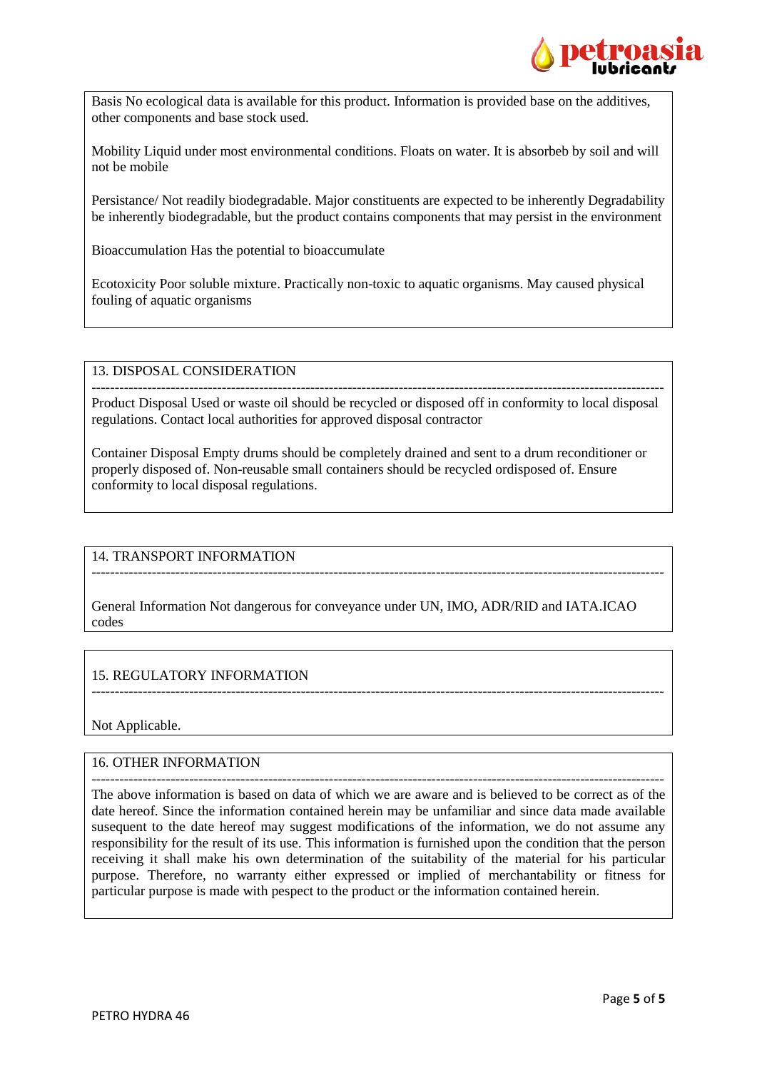Basis No ecological data is available for this product. Information is provided base on the additives, other components and base stock used.

Mobility Liquid under most environmental conditions. Floats on water. It is absorbeb by soil and will not be mobile

Persistance/ Not readily biodegradable. Major constituents are expected to be inherently Degradability be inherently biodegradable, but the product contains components that may persist in the environment

Bioaccumulation Has the potential to bioaccumulate

Ecotoxicity Poor soluble mixture. Practically non-toxic to aquatic organisms. May caused physical fouling of aquatic organisms

## 13. DISPOSAL CONSIDERATION

Product Disposal Used or waste oil should be recycled or disposed off in conformity to local disposal regulations. Contact local authorities for approved disposal contractor

Container Disposal Empty drums should be completely drained and sent to a drum reconditioner or properly disposed of. Non-reusable small containers should be recycled ordisposed of. Ensure conformity to local disposal regulations.

## 14. TRANSPORT INFORMATION

General Information Not dangerous for conveyance under UN, IMO, ADR/RID and IATA.ICAO codes

## 15. REGULATORY INFORMATION

Not Applicable.

## 16. OTHER INFORMATION

The above information is based on data of which we are aware and is believed to be correct as of the date hereof. Since the information contained herein may be unfamiliar and since data made available susequent to the date hereof may suggest modifications of the information, we do not assume any responsibility for the result of its use. This information is furnished upon the condition that the person receiving it shall make his own determination of the suitability of the material for his particular purpose. Therefore, no warranty either expressed or implied of merchantability or fitness for particular purpose is made with pespect to the product or the information contained herein.